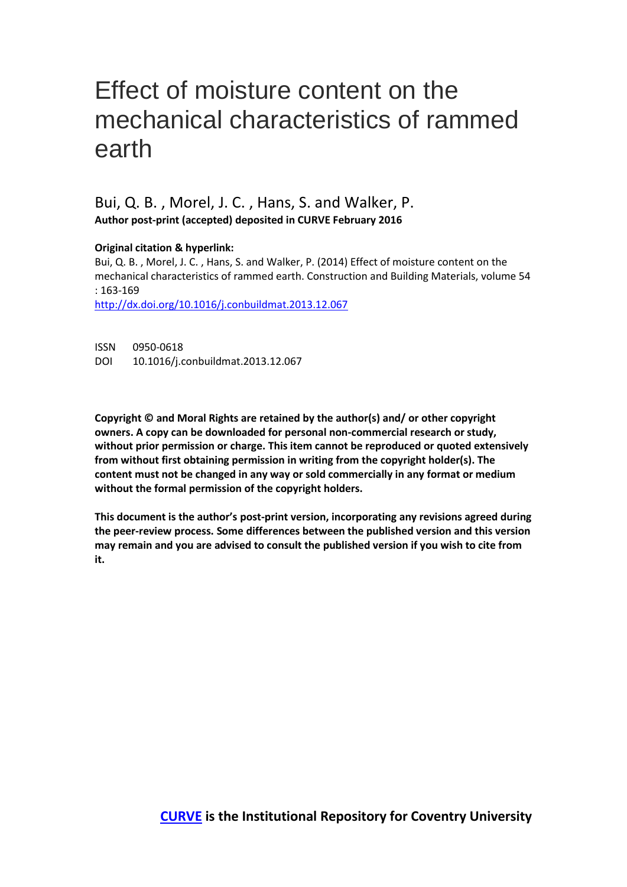# Effect of moisture content on the mechanical characteristics of rammed earth

Bui, Q. B. , Morel, J. C. , Hans, S. and Walker, P.

**Author post-print (accepted) deposited in CURVE February 2016**

**Original citation & hyperlink:**

Bui, Q. B. , Morel, J. C. , Hans, S. and Walker, P. (2014) Effect of moisture content on the mechanical characteristics of rammed earth. Construction and Building Materials, volume 54 : 163-169

http://dx.doi.org/10.1016/j.conbuildmat.2013.12.067

ISSN 0950-0618

DOI 10.1016/j.conbuildmat.2013.12.067

**Copyright © and Moral Rights are retained by the author(s) and/ or other copyright owners. A copy can be downloaded for personal non-commercial research or study, without prior permission or charge. This item cannot be reproduced or quoted extensively from without first obtaining permission in writing from the copyright holder(s). The content must not be changed in any way or sold commercially in any format or medium without the formal permission of the copyright holders.**

**This document is the author's post-print version, incorporating any revisions agreed during the peer-review process. Some differences between the published version and this version may remain and you are advised to consult the published version if you wish to cite from it.**

**CURVE is the Institutional Repository for Coventry University**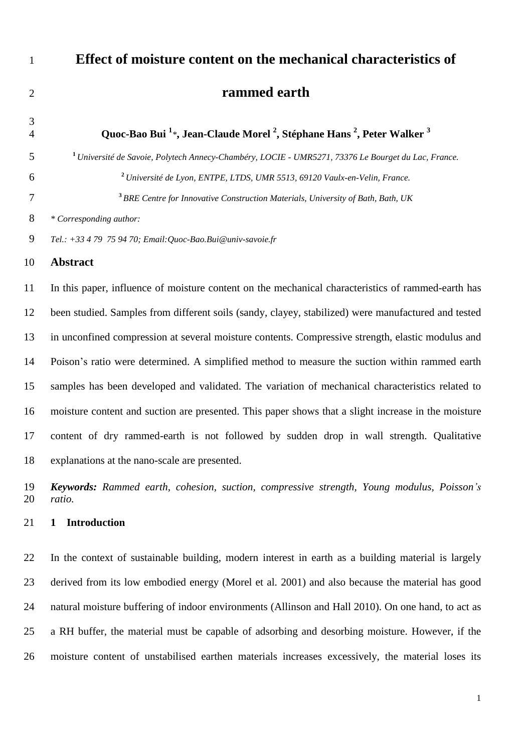# Effect of moisture content on the mechanical characteristics of rammed earth

**Quoc-Bao Bui [1]*, Jean-Claude Morel [2], Stéphane Hans [2], Peter Walker [3]**

[1] *Université de Savoie, Polytech Annecy-Chambéry, LOCIE - UMR5271, 73376 Le Bourget du Lac, France.*

[2] *Université de Lyon, ENTPE, LTDS, UMR 5513, 69120 Vaulx-en-Velin, France.*

[3] *BRE Centre for Innovative Construction Materials, University of Bath, Bath, UK*

*\* Corresponding author:*

*Tel.: +33 4 79 75 94 70; Email:Quoc-Bao.Bui@univ-savoie.fr*

## Abstract

In this paper, influence of moisture content on the mechanical characteristics of rammed-earth has been studied. Samples from different soils (sandy, clayey, stabilized) were manufactured and tested in unconfined compression at several moisture contents. Compressive strength, elastic modulus and Poison's ratio were determined. A simplified method to measure the suction within rammed earth samples has been developed and validated. The variation of mechanical characteristics related to moisture content and suction are presented. This paper shows that a slight increase in the moisture content of dry rammed-earth is not followed by sudden drop in wall strength. Qualitative explanations at the nano-scale are presented.

***Keywords:*** *Rammed earth, cohesion, suction, compressive strength, Young modulus, Poisson's ratio.*

## 1 Introduction

In the context of sustainable building, modern interest in earth as a building material is largely derived from its low embodied energy (Morel et al. 2001) and also because the material has good natural moisture buffering of indoor environments (Allinson and Hall 2010). On one hand, to act as a RH buffer, the material must be capable of adsorbing and desorbing moisture. However, if the moisture content of unstabilised earthen materials increases excessively, the material loses its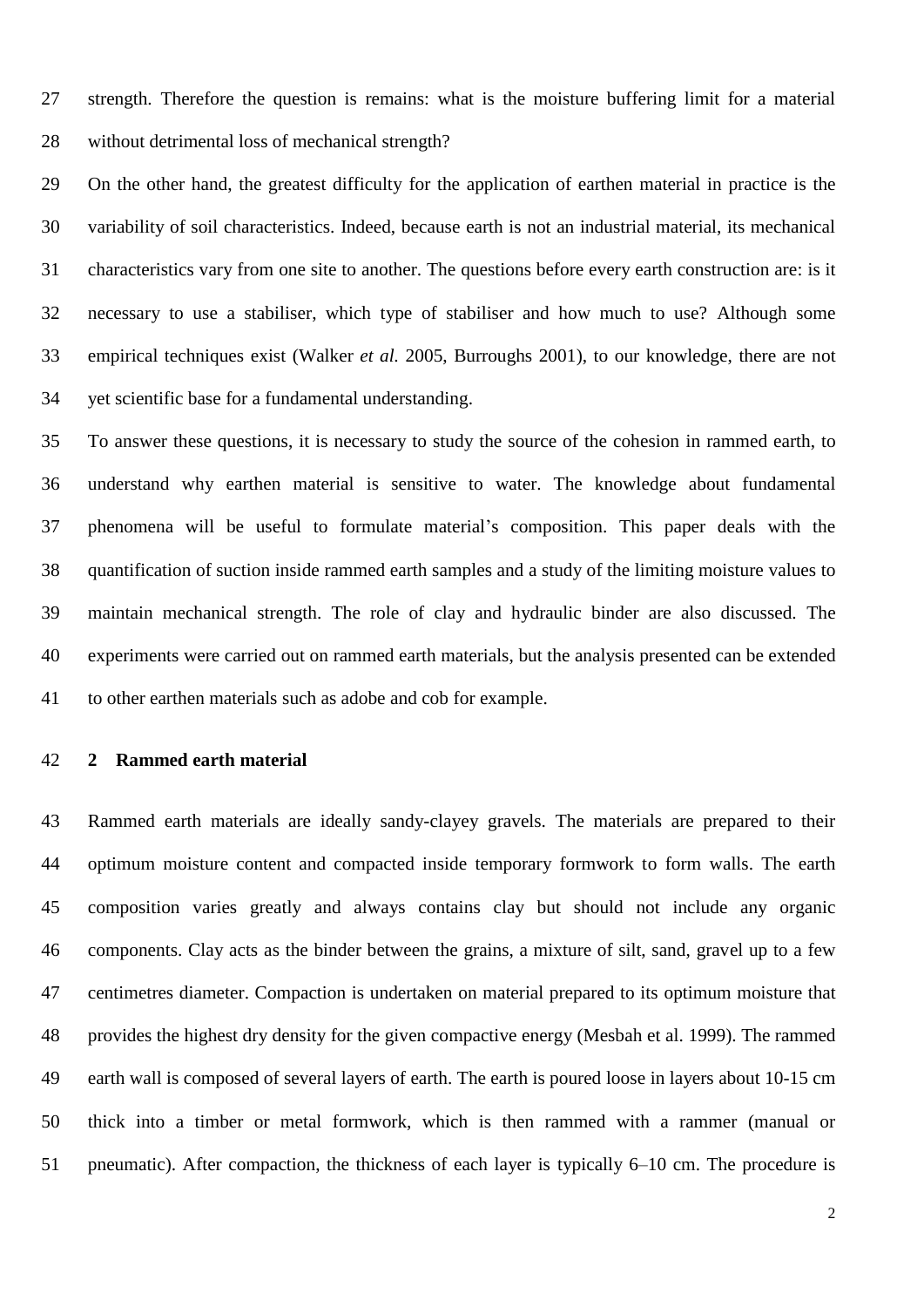strength. Therefore the question is remains: what is the moisture buffering limit for a material without detrimental loss of mechanical strength?

On the other hand, the greatest difficulty for the application of earthen material in practice is the variability of soil characteristics. Indeed, because earth is not an industrial material, its mechanical characteristics vary from one site to another. The questions before every earth construction are: is it necessary to use a stabiliser, which type of stabiliser and how much to use? Although some empirical techniques exist (Walker *et al.* 2005, Burroughs 2001), to our knowledge, there are not yet scientific base for a fundamental understanding.

To answer these questions, it is necessary to study the source of the cohesion in rammed earth, to understand why earthen material is sensitive to water. The knowledge about fundamental phenomena will be useful to formulate material's composition. This paper deals with the quantification of suction inside rammed earth samples and a study of the limiting moisture values to maintain mechanical strength. The role of clay and hydraulic binder are also discussed. The experiments were carried out on rammed earth materials, but the analysis presented can be extended to other earthen materials such as adobe and cob for example.

## 2 Rammed earth material

Rammed earth materials are ideally sandy-clayey gravels. The materials are prepared to their optimum moisture content and compacted inside temporary formwork to form walls. The earth composition varies greatly and always contains clay but should not include any organic components. Clay acts as the binder between the grains, a mixture of silt, sand, gravel up to a few centimetres diameter. Compaction is undertaken on material prepared to its optimum moisture that provides the highest dry density for the given compactive energy (Mesbah et al. 1999). The rammed earth wall is composed of several layers of earth. The earth is poured loose in layers about 10-15 cm thick into a timber or metal formwork, which is then rammed with a rammer (manual or pneumatic). After compaction, the thickness of each layer is typically 6–10 cm. The procedure is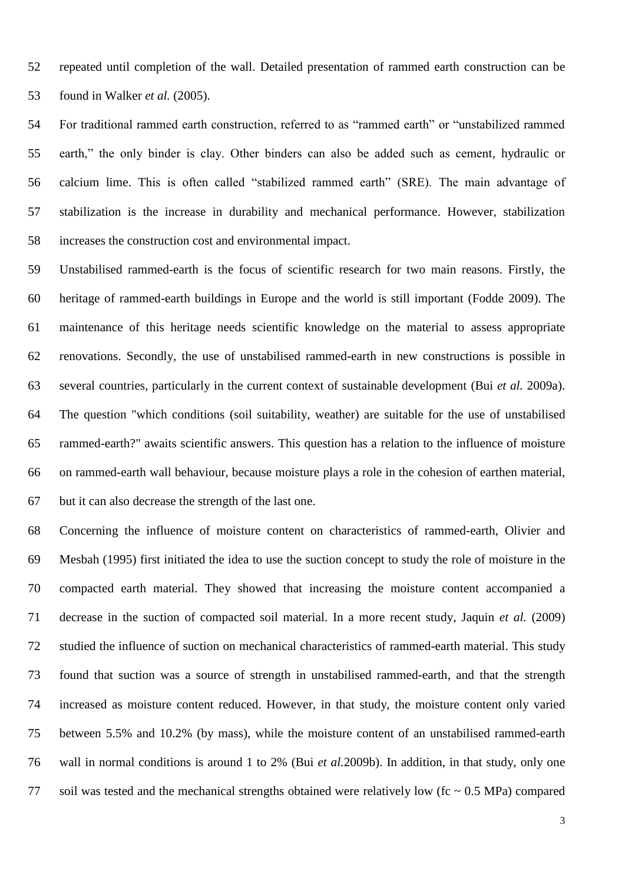repeated until completion of the wall. Detailed presentation of rammed earth construction can be found in Walker *et al.* (2005).

For traditional rammed earth construction, referred to as "rammed earth" or "unstabilized rammed earth," the only binder is clay. Other binders can also be added such as cement, hydraulic or calcium lime. This is often called "stabilized rammed earth" (SRE). The main advantage of stabilization is the increase in durability and mechanical performance. However, stabilization increases the construction cost and environmental impact.

Unstabilised rammed-earth is the focus of scientific research for two main reasons. Firstly, the heritage of rammed-earth buildings in Europe and the world is still important (Fodde 2009). The maintenance of this heritage needs scientific knowledge on the material to assess appropriate renovations. Secondly, the use of unstabilised rammed-earth in new constructions is possible in several countries, particularly in the current context of sustainable development (Bui *et al.* 2009a). The question "which conditions (soil suitability, weather) are suitable for the use of unstabilised rammed-earth?" awaits scientific answers. This question has a relation to the influence of moisture on rammed-earth wall behaviour, because moisture plays a role in the cohesion of earthen material, but it can also decrease the strength of the last one.

Concerning the influence of moisture content on characteristics of rammed-earth, Olivier and Mesbah (1995) first initiated the idea to use the suction concept to study the role of moisture in the compacted earth material. They showed that increasing the moisture content accompanied a decrease in the suction of compacted soil material. In a more recent study, Jaquin *et al.* (2009) studied the influence of suction on mechanical characteristics of rammed-earth material. This study found that suction was a source of strength in unstabilised rammed-earth, and that the strength increased as moisture content reduced. However, in that study, the moisture content only varied between 5.5% and 10.2% (by mass), while the moisture content of an unstabilised rammed-earth wall in normal conditions is around 1 to 2% (Bui *et al.*2009b). In addition, in that study, only one soil was tested and the mechanical strengths obtained were relatively low (fc ~ 0.5 MPa) compared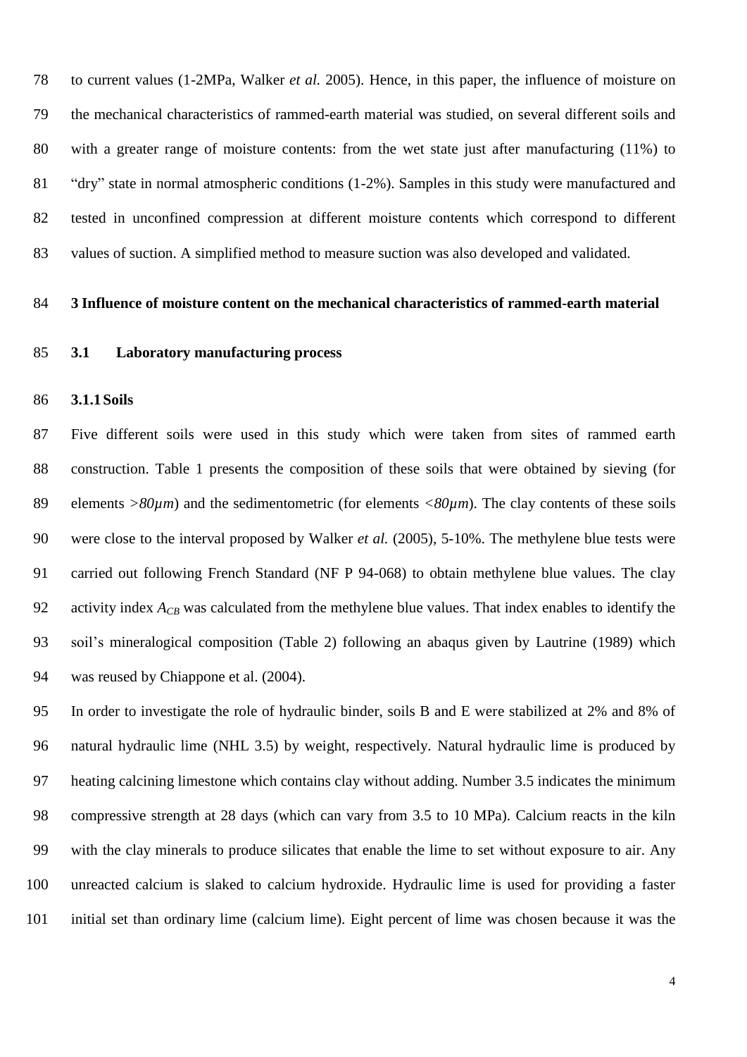to current values (1-2MPa, Walker *et al.* 2005). Hence, in this paper, the influence of moisture on the mechanical characteristics of rammed-earth material was studied, on several different soils and with a greater range of moisture contents: from the wet state just after manufacturing (11%) to "dry" state in normal atmospheric conditions (1-2%). Samples in this study were manufactured and tested in unconfined compression at different moisture contents which correspond to different values of suction. A simplified method to measure suction was also developed and validated.

## 3 Influence of moisture content on the mechanical characteristics of rammed-earth material

### 3.1 Laboratory manufacturing process

#### 3.1.1 Soils

Five different soils were used in this study which were taken from sites of rammed earth construction. Table 1 presents the composition of these soils that were obtained by sieving (for elements $>80\mu m$) and the sedimentometric (for elements $<80\mu m$). The clay contents of these soils were close to the interval proposed by Walker *et al.* (2005), 5-10%. The methylene blue tests were carried out following French Standard (NF P 94-068) to obtain methylene blue values. The clay activity index $A_{CB}$ was calculated from the methylene blue values. That index enables to identify the soil's mineralogical composition (Table 2) following an abaqus given by Lautrine (1989) which was reused by Chiappone et al. (2004).

In order to investigate the role of hydraulic binder, soils B and E were stabilized at 2% and 8% of natural hydraulic lime (NHL 3.5) by weight, respectively. Natural hydraulic lime is produced by heating calcining limestone which contains clay without adding. Number 3.5 indicates the minimum compressive strength at 28 days (which can vary from 3.5 to 10 MPa). Calcium reacts in the kiln with the clay minerals to produce silicates that enable the lime to set without exposure to air. Any unreacted calcium is slaked to calcium hydroxide. Hydraulic lime is used for providing a faster initial set than ordinary lime (calcium lime). Eight percent of lime was chosen because it was the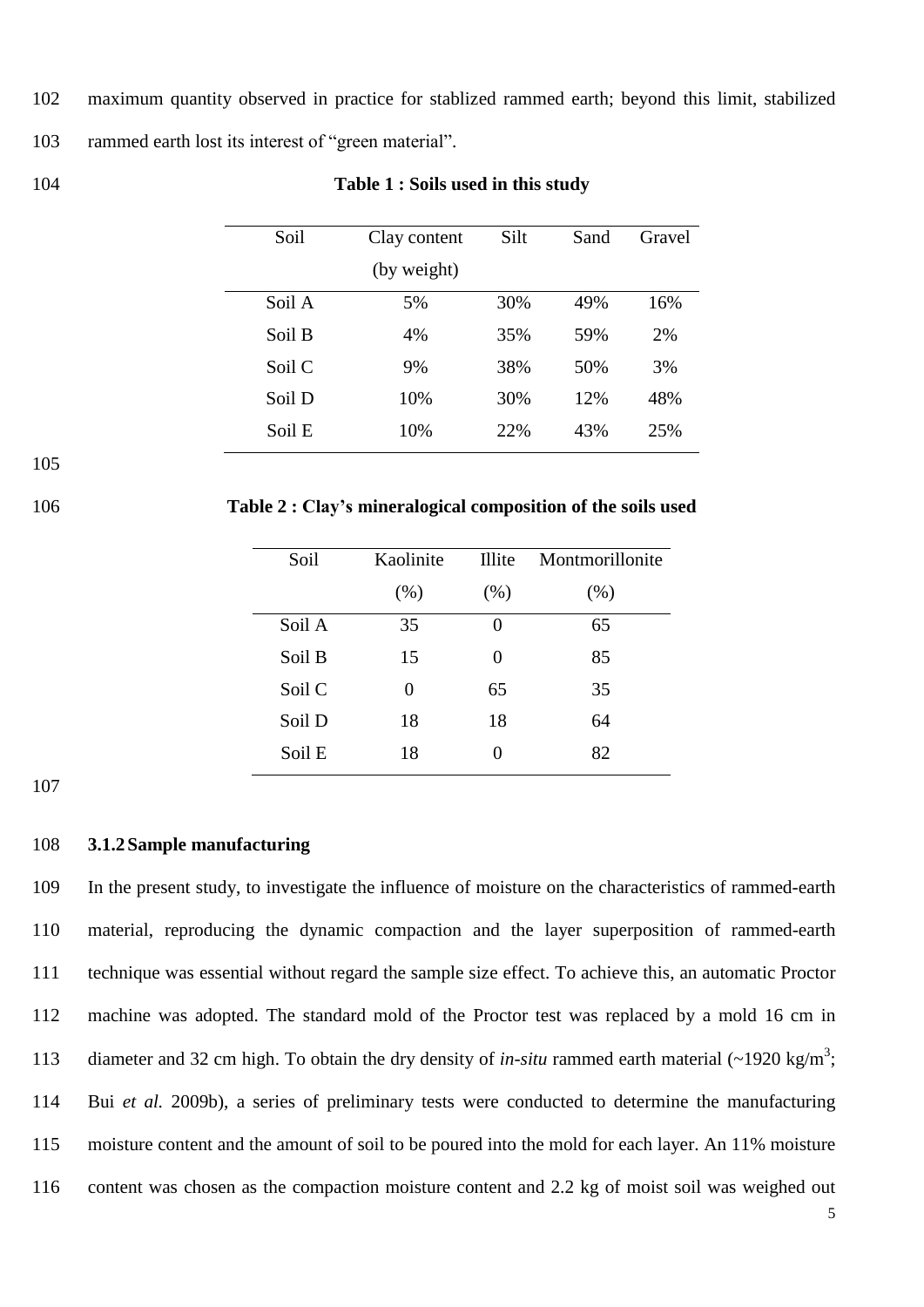maximum quantity observed in practice for stablized rammed earth; beyond this limit, stabilized rammed earth lost its interest of "green material".

**Table 1 : Soils used in this study**

| Soil | Clay content (by weight) | Silt | Sand | Gravel |
|---|---|---|---|---|
| Soil A | 5% | 30% | 49% | 16% |
| Soil B | 4% | 35% | 59% | 2% |
| Soil C | 9% | 38% | 50% | 3% |
| Soil D | 10% | 30% | 12% | 48% |
| Soil E | 10% | 22% | 43% | 25% |

**Table 2 : Clay's mineralogical composition of the soils used**

| Soil | Kaolinite (%) | Illite (%) | Montmorillonite (%) |
|---|---|---|---|
| Soil A | 35 | 0 | 65 |
| Soil B | 15 | 0 | 85 |
| Soil C | 0 | 65 | 35 |
| Soil D | 18 | 18 | 64 |
| Soil E | 18 | 0 | 82 |

### 3.1.2 Sample manufacturing

In the present study, to investigate the influence of moisture on the characteristics of rammed-earth material, reproducing the dynamic compaction and the layer superposition of rammed-earth technique was essential without regard the sample size effect. To achieve this, an automatic Proctor machine was adopted. The standard mold of the Proctor test was replaced by a mold 16 cm in diameter and 32 cm high. To obtain the dry density of *in-situ* rammed earth material (~1920 kg/m$^3$; Bui *et al.* 2009b), a series of preliminary tests were conducted to determine the manufacturing moisture content and the amount of soil to be poured into the mold for each layer. An 11% moisture content was chosen as the compaction moisture content and 2.2 kg of moist soil was weighed out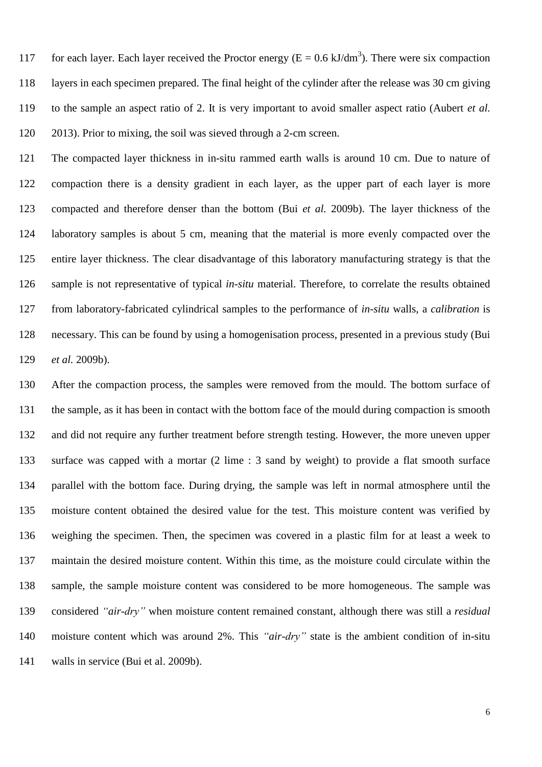for each layer. Each layer received the Proctor energy (E = 0.6 kJ/dm$^3$). There were six compaction layers in each specimen prepared. The final height of the cylinder after the release was 30 cm giving to the sample an aspect ratio of 2. It is very important to avoid smaller aspect ratio (Aubert *et al.* 2013). Prior to mixing, the soil was sieved through a 2-cm screen.

The compacted layer thickness in in-situ rammed earth walls is around 10 cm. Due to nature of compaction there is a density gradient in each layer, as the upper part of each layer is more compacted and therefore denser than the bottom (Bui *et al.* 2009b). The layer thickness of the laboratory samples is about 5 cm, meaning that the material is more evenly compacted over the entire layer thickness. The clear disadvantage of this laboratory manufacturing strategy is that the sample is not representative of typical *in-situ* material. Therefore, to correlate the results obtained from laboratory-fabricated cylindrical samples to the performance of *in-situ* walls, a *calibration* is necessary. This can be found by using a homogenisation process, presented in a previous study (Bui *et al.* 2009b).

After the compaction process, the samples were removed from the mould. The bottom surface of the sample, as it has been in contact with the bottom face of the mould during compaction is smooth and did not require any further treatment before strength testing. However, the more uneven upper surface was capped with a mortar (2 lime : 3 sand by weight) to provide a flat smooth surface parallel with the bottom face. During drying, the sample was left in normal atmosphere until the moisture content obtained the desired value for the test. This moisture content was verified by weighing the specimen. Then, the specimen was covered in a plastic film for at least a week to maintain the desired moisture content. Within this time, as the moisture could circulate within the sample, the sample moisture content was considered to be more homogeneous. The sample was considered *"air-dry"* when moisture content remained constant, although there was still a *residual* moisture content which was around 2%. This *"air-dry"* state is the ambient condition of in-situ walls in service (Bui et al. 2009b).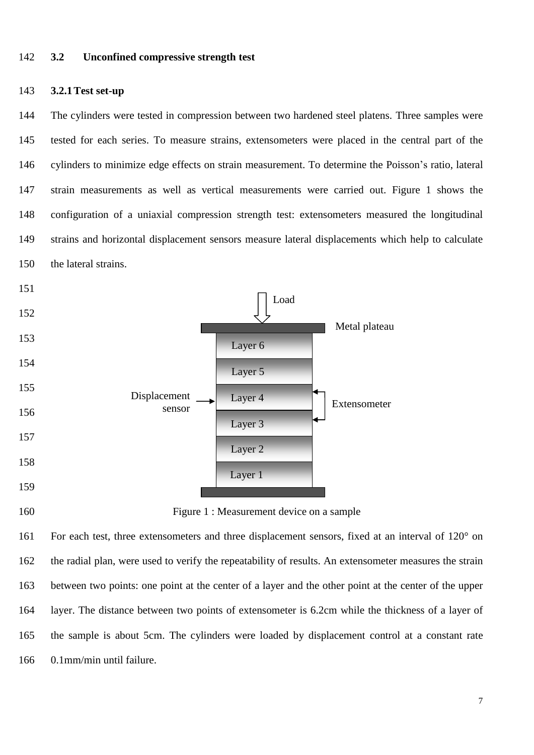## 3.2 Unconfined compressive strength test

### 3.2.1 Test set-up

The cylinders were tested in compression between two hardened steel platens. Three samples were tested for each series. To measure strains, extensometers were placed in the central part of the cylinders to minimize edge effects on strain measurement. To determine the Poisson's ratio, lateral strain measurements as well as vertical measurements were carried out. Figure 1 shows the configuration of a uniaxial compression strength test: extensometers measured the longitudinal strains and horizontal displacement sensors measure lateral displacements which help to calculate the lateral strains.

Figure 1 : Measurement device on a sample

For each test, three extensometers and three displacement sensors, fixed at an interval of 120° on the radial plan, were used to verify the repeatability of results. An extensometer measures the strain between two points: one point at the center of a layer and the other point at the center of the upper layer. The distance between two points of extensometer is 6.2cm while the thickness of a layer of the sample is about 5cm. The cylinders were loaded by displacement control at a constant rate 0.1mm/min until failure.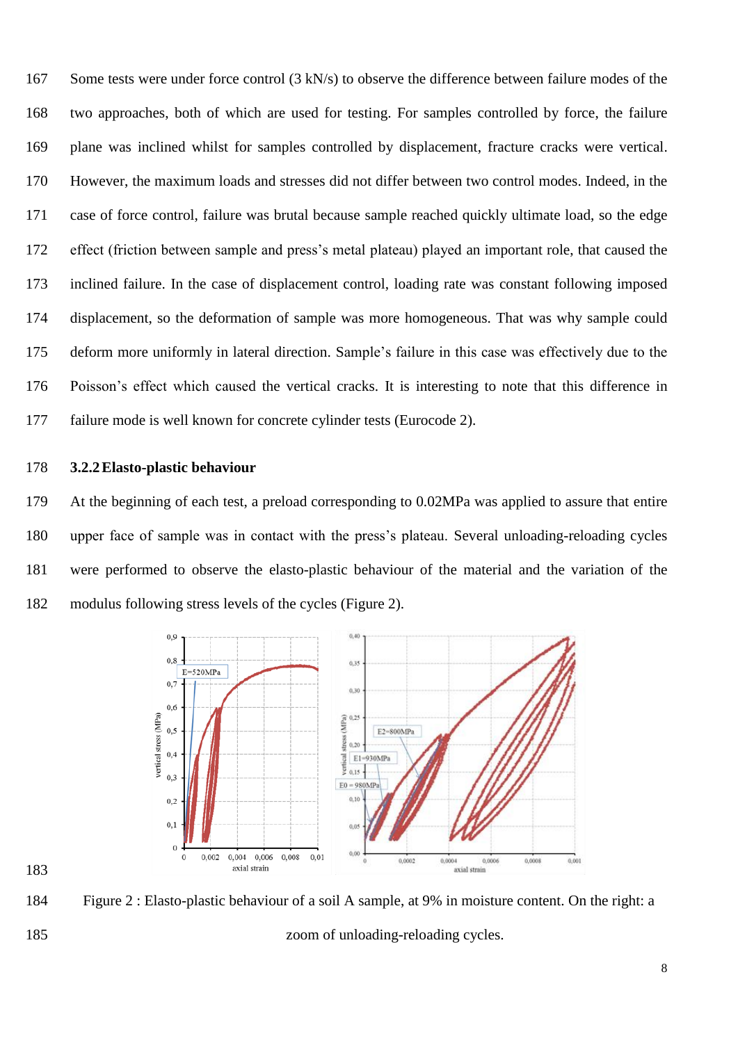Some tests were under force control (3 kN/s) to observe the difference between failure modes of the two approaches, both of which are used for testing. For samples controlled by force, the failure plane was inclined whilst for samples controlled by displacement, fracture cracks were vertical. However, the maximum loads and stresses did not differ between two control modes. Indeed, in the case of force control, failure was brutal because sample reached quickly ultimate load, so the edge effect (friction between sample and press's metal plateau) played an important role, that caused the inclined failure. In the case of displacement control, loading rate was constant following imposed displacement, so the deformation of sample was more homogeneous. That was why sample could deform more uniformly in lateral direction. Sample's failure in this case was effectively due to the Poisson's effect which caused the vertical cracks. It is interesting to note that this difference in failure mode is well known for concrete cylinder tests (Eurocode 2).

### 3.2.2 Elasto-plastic behaviour

At the beginning of each test, a preload corresponding to 0.02MPa was applied to assure that entire upper face of sample was in contact with the press's plateau. Several unloading-reloading cycles were performed to observe the elasto-plastic behaviour of the material and the variation of the modulus following stress levels of the cycles (Figure 2).

Figure 2 : Elasto-plastic behaviour of a soil A sample, at 9% in moisture content. On the right: a zoom of unloading-reloading cycles.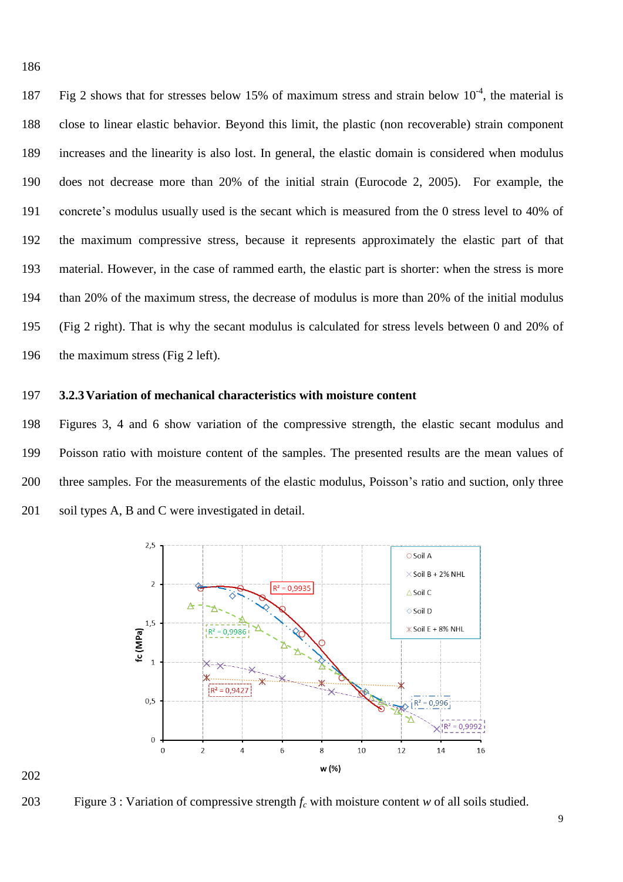Fig 2 shows that for stresses below 15% of maximum stress and strain below $10^{-4}$, the material is close to linear elastic behavior. Beyond this limit, the plastic (non recoverable) strain component increases and the linearity is also lost. In general, the elastic domain is considered when modulus does not decrease more than 20% of the initial strain (Eurocode 2, 2005). For example, the concrete's modulus usually used is the secant which is measured from the 0 stress level to 40% of the maximum compressive stress, because it represents approximately the elastic part of that material. However, in the case of rammed earth, the elastic part is shorter: when the stress is more than 20% of the maximum stress, the decrease of modulus is more than 20% of the initial modulus (Fig 2 right). That is why the secant modulus is calculated for stress levels between 0 and 20% of the maximum stress (Fig 2 left).

### 3.2.3 Variation of mechanical characteristics with moisture content

Figures 3, 4 and 6 show variation of the compressive strength, the elastic secant modulus and Poisson ratio with moisture content of the samples. The presented results are the mean values of three samples. For the measurements of the elastic modulus, Poisson's ratio and suction, only three soil types A, B and C were investigated in detail.

Figure 3 : Variation of compressive strength $f_c$ with moisture content $w$ of all soils studied.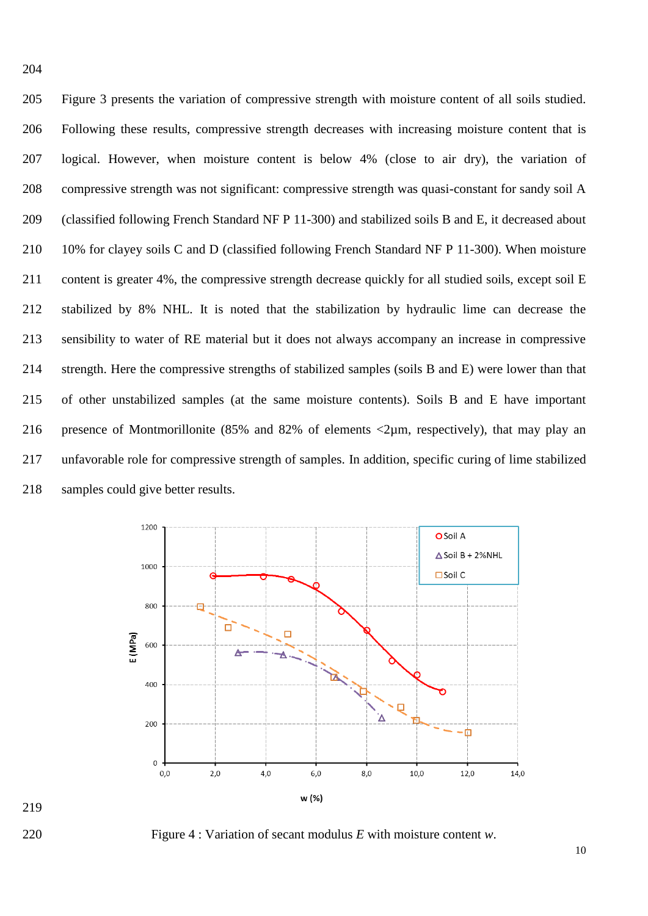Figure 3 presents the variation of compressive strength with moisture content of all soils studied. Following these results, compressive strength decreases with increasing moisture content that is logical. However, when moisture content is below 4% (close to air dry), the variation of compressive strength was not significant: compressive strength was quasi-constant for sandy soil A (classified following French Standard NF P 11-300) and stabilized soils B and E, it decreased about 10% for clayey soils C and D (classified following French Standard NF P 11-300). When moisture content is greater 4%, the compressive strength decrease quickly for all studied soils, except soil E stabilized by 8% NHL. It is noted that the stabilization by hydraulic lime can decrease the sensibility to water of RE material but it does not always accompany an increase in compressive strength. Here the compressive strengths of stabilized samples (soils B and E) were lower than that of other unstabilized samples (at the same moisture contents). Soils B and E have important presence of Montmorillonite (85% and 82% of elements <2µm, respectively), that may play an unfavorable role for compressive strength of samples. In addition, specific curing of lime stabilized samples could give better results.

Figure 4 : Variation of secant modulus *E* with moisture content *w*.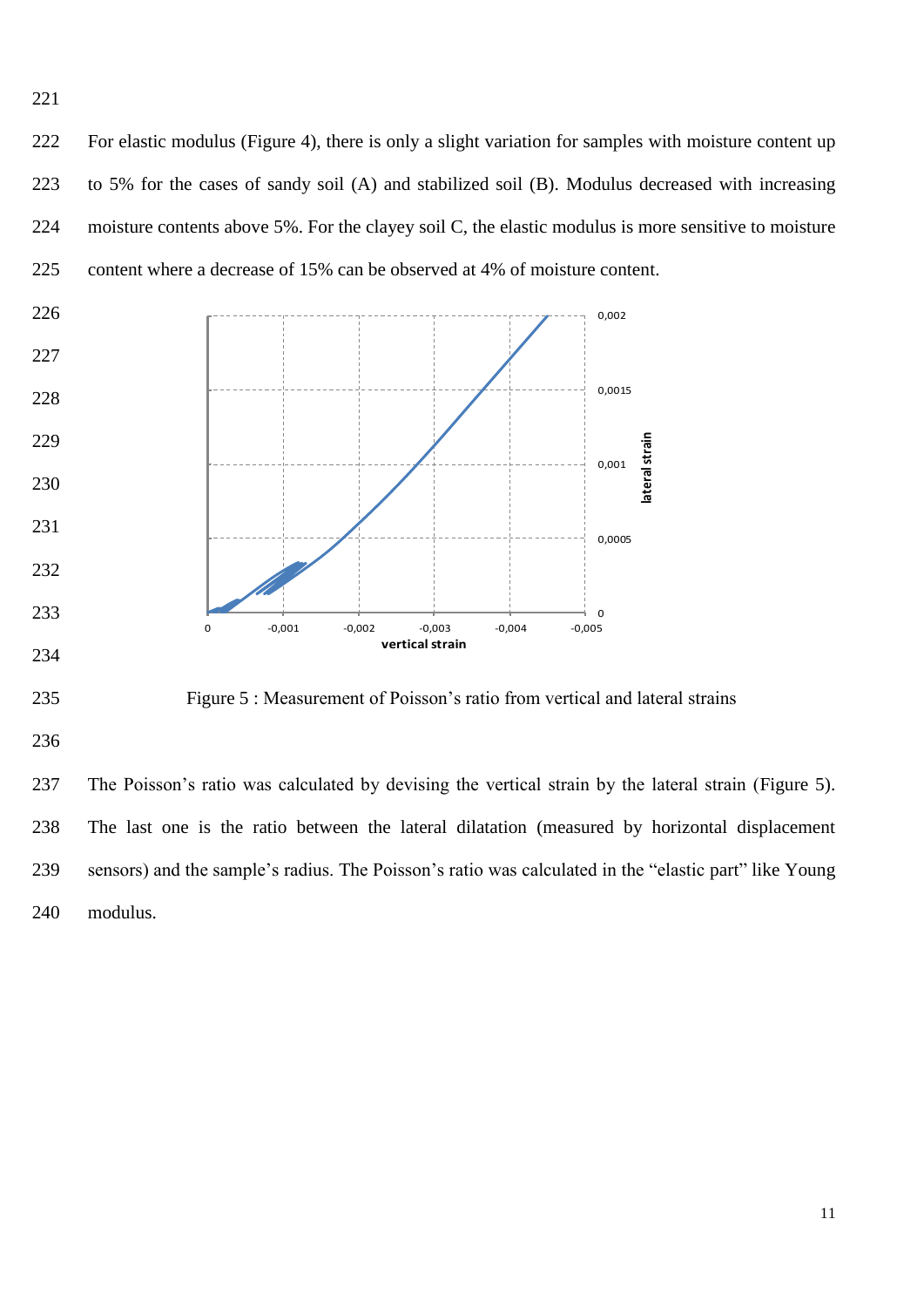For elastic modulus (Figure 4), there is only a slight variation for samples with moisture content up to 5% for the cases of sandy soil (A) and stabilized soil (B). Modulus decreased with increasing moisture contents above 5%. For the clayey soil C, the elastic modulus is more sensitive to moisture content where a decrease of 15% can be observed at 4% of moisture content.

Figure 5 : Measurement of Poisson's ratio from vertical and lateral strains

The Poisson's ratio was calculated by devising the vertical strain by the lateral strain (Figure 5). The last one is the ratio between the lateral dilatation (measured by horizontal displacement sensors) and the sample's radius. The Poisson's ratio was calculated in the "elastic part" like Young modulus.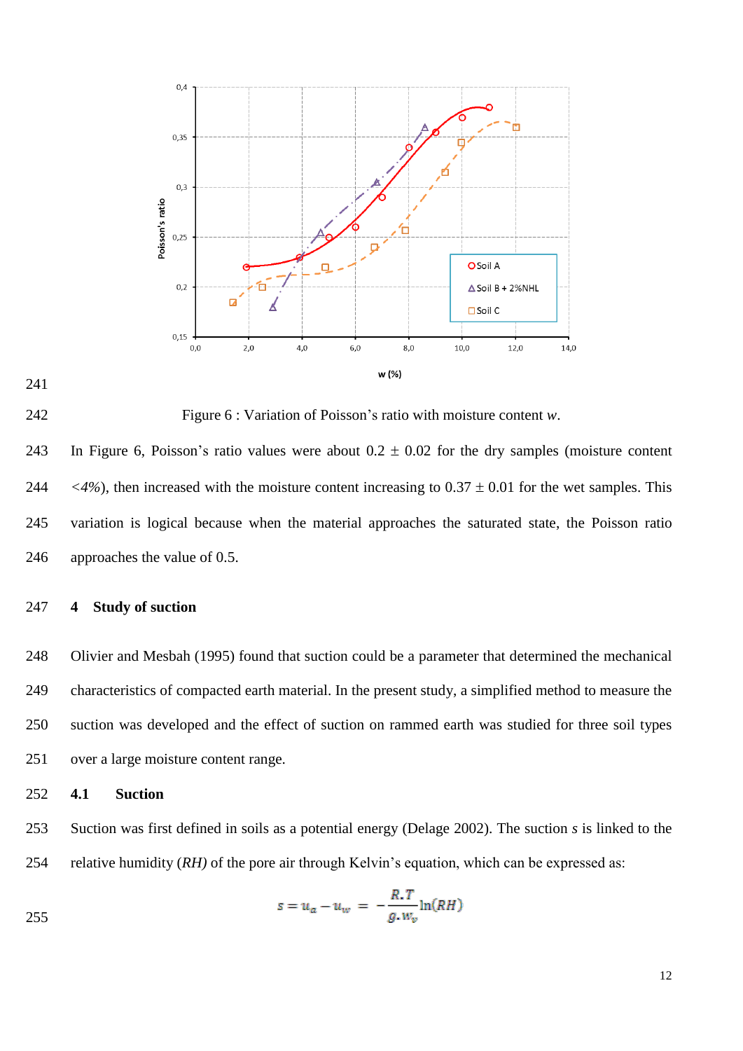Figure 6 : Variation of Poisson's ratio with moisture content *w*.

In Figure 6, Poisson's ratio values were about 0.2 ± 0.02 for the dry samples (moisture content *<4%*), then increased with the moisture content increasing to 0.37 ± 0.01 for the wet samples. This variation is logical because when the material approaches the saturated state, the Poisson ratio approaches the value of 0.5.

## 4 Study of suction

Olivier and Mesbah (1995) found that suction could be a parameter that determined the mechanical characteristics of compacted earth material. In the present study, a simplified method to measure the suction was developed and the effect of suction on rammed earth was studied for three soil types over a large moisture content range.

### 4.1 Suction

Suction was first defined in soils as a potential energy (Delage 2002). The suction *s* is linked to the relative humidity (*RH)* of the pore air through Kelvin's equation, which can be expressed as:

$$s = u_a - u_w = -\frac{R.T}{g.w_v}\ln(RH)$$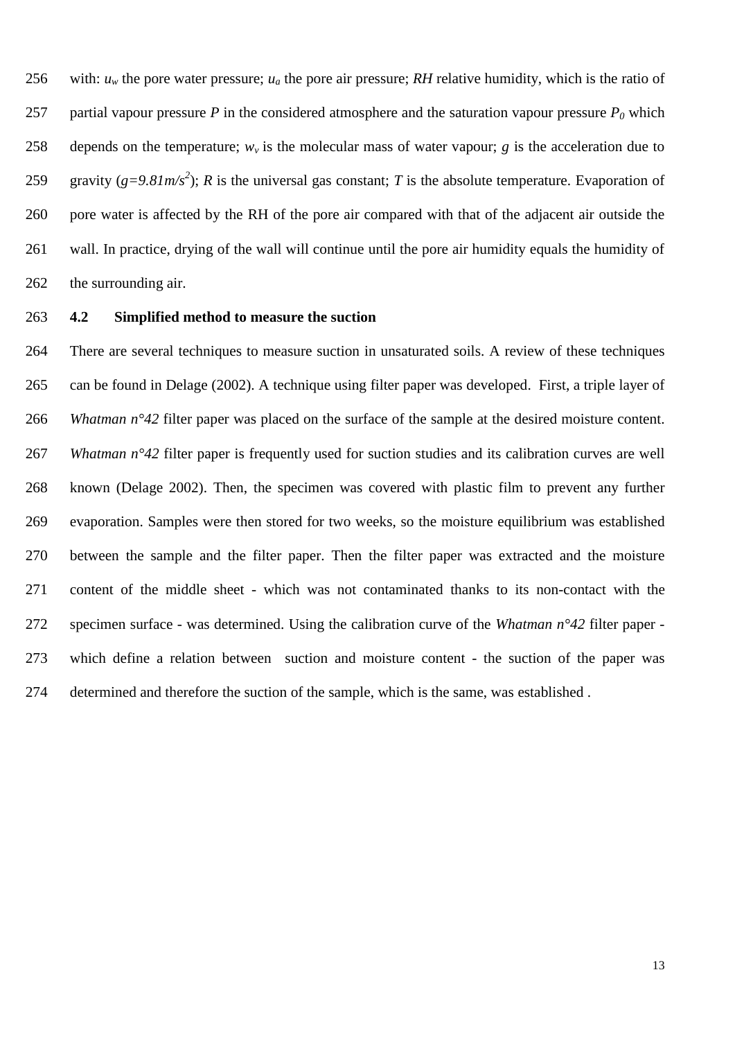with: $u_w$ the pore water pressure; $u_a$ the pore air pressure; *RH* relative humidity, which is the ratio of partial vapour pressure *P* in the considered atmosphere and the saturation vapour pressure $P_0$ which depends on the temperature; $w_v$ is the molecular mass of water vapour; *g* is the acceleration due to gravity ($g=9.81 m/s^2$); *R* is the universal gas constant; *T* is the absolute temperature. Evaporation of pore water is affected by the RH of the pore air compared with that of the adjacent air outside the wall. In practice, drying of the wall will continue until the pore air humidity equals the humidity of the surrounding air.

### 4.2 Simplified method to measure the suction

There are several techniques to measure suction in unsaturated soils. A review of these techniques can be found in Delage (2002). A technique using filter paper was developed. First, a triple layer of *Whatman n°42* filter paper was placed on the surface of the sample at the desired moisture content. *Whatman n°42* filter paper is frequently used for suction studies and its calibration curves are well known (Delage 2002). Then, the specimen was covered with plastic film to prevent any further evaporation. Samples were then stored for two weeks, so the moisture equilibrium was established between the sample and the filter paper. Then the filter paper was extracted and the moisture content of the middle sheet - which was not contaminated thanks to its non-contact with the specimen surface - was determined. Using the calibration curve of the *Whatman n°42* filter paper - which define a relation between suction and moisture content - the suction of the paper was determined and therefore the suction of the sample, which is the same, was established .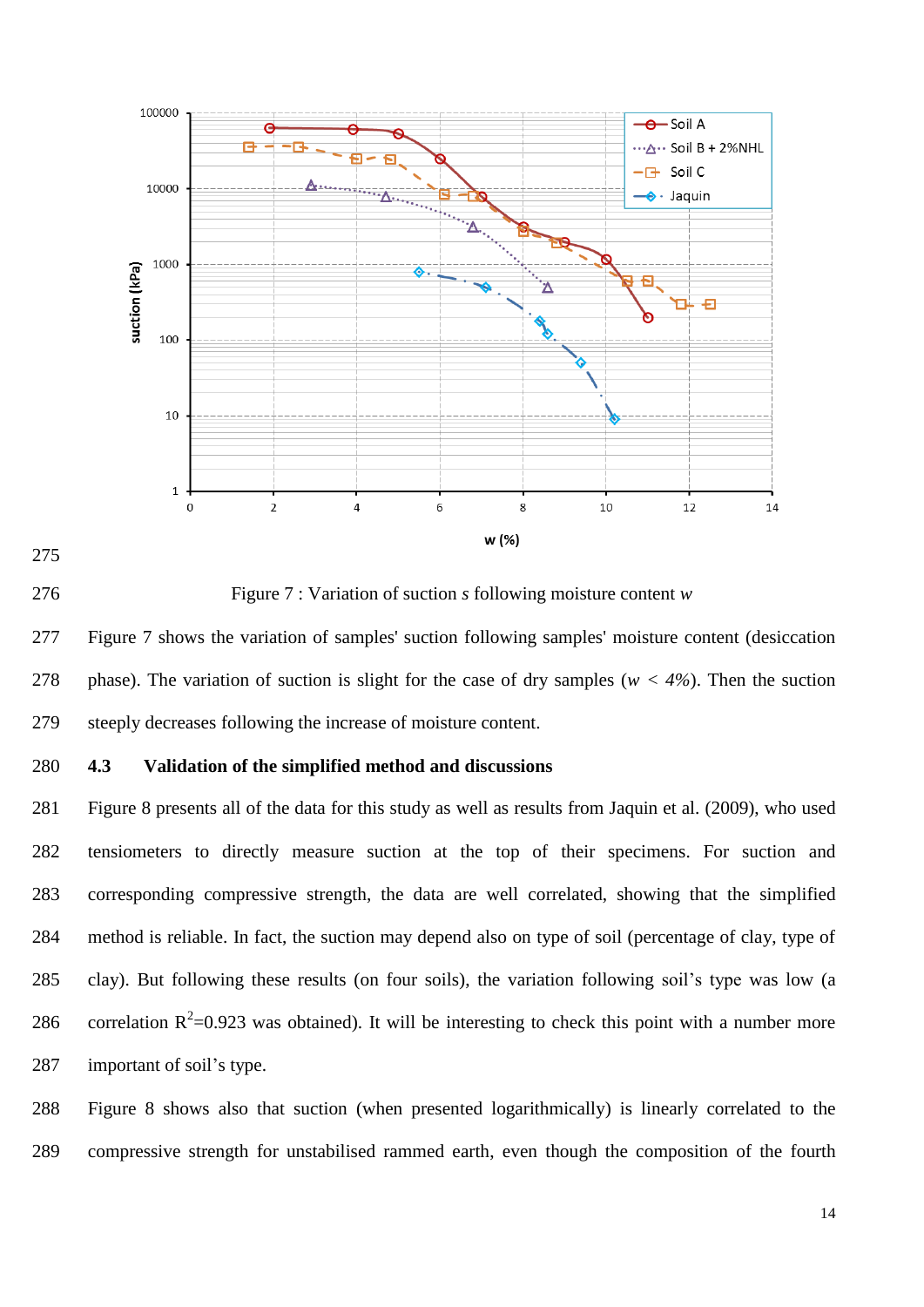Figure 7 : Variation of suction *s* following moisture content *w*

Figure 7 shows the variation of samples' suction following samples' moisture content (desiccation phase). The variation of suction is slight for the case of dry samples ($w < 4\%$). Then the suction steeply decreases following the increase of moisture content.

### 4.3 Validation of the simplified method and discussions

Figure 8 presents all of the data for this study as well as results from Jaquin et al. (2009), who used tensiometers to directly measure suction at the top of their specimens. For suction and corresponding compressive strength, the data are well correlated, showing that the simplified method is reliable. In fact, the suction may depend also on type of soil (percentage of clay, type of clay). But following these results (on four soils), the variation following soil's type was low (a correlation $R^2$=0.923 was obtained). It will be interesting to check this point with a number more important of soil's type.

Figure 8 shows also that suction (when presented logarithmically) is linearly correlated to the compressive strength for unstabilised rammed earth, even though the composition of the fourth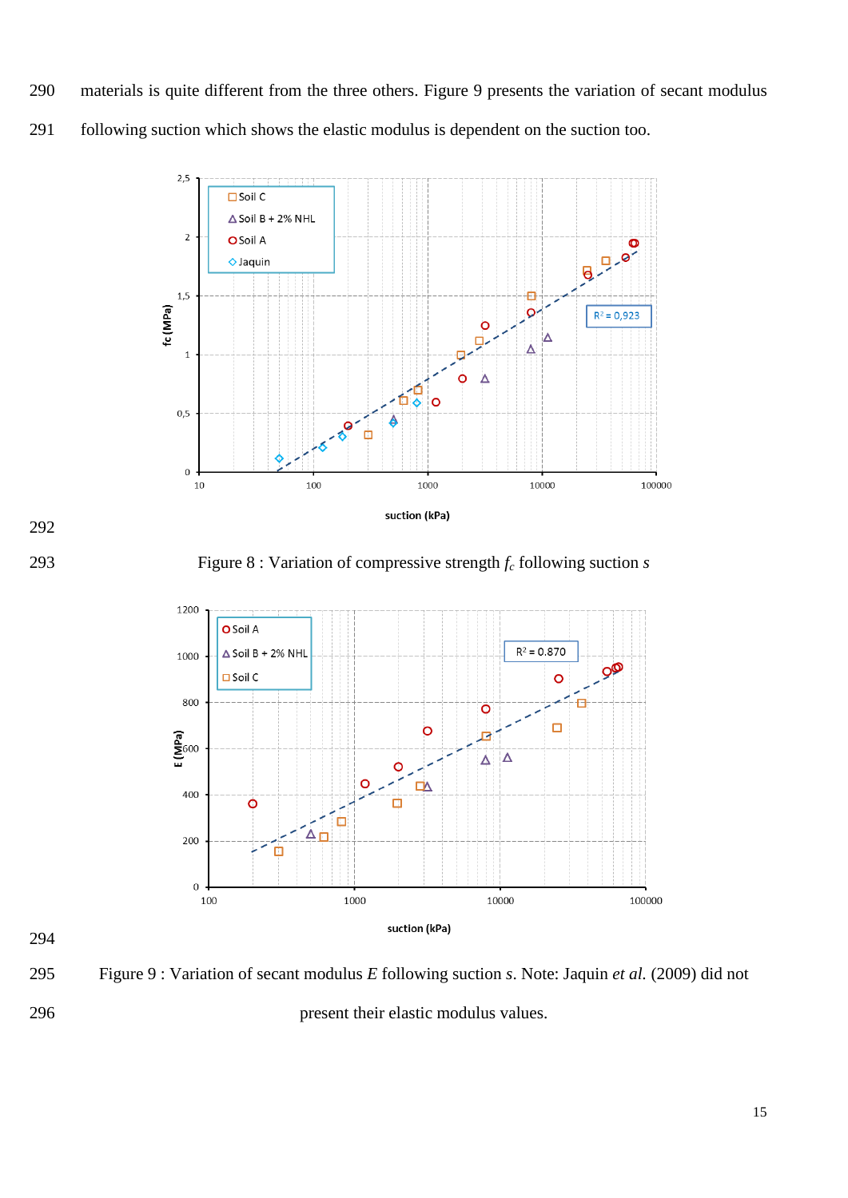materials is quite different from the three others. Figure 9 presents the variation of secant modulus following suction which shows the elastic modulus is dependent on the suction too.

Figure 8 : Variation of compressive strength $f_c$ following suction $s$

Figure 9 : Variation of secant modulus $E$ following suction $s$. Note: Jaquin *et al.* (2009) did not present their elastic modulus values.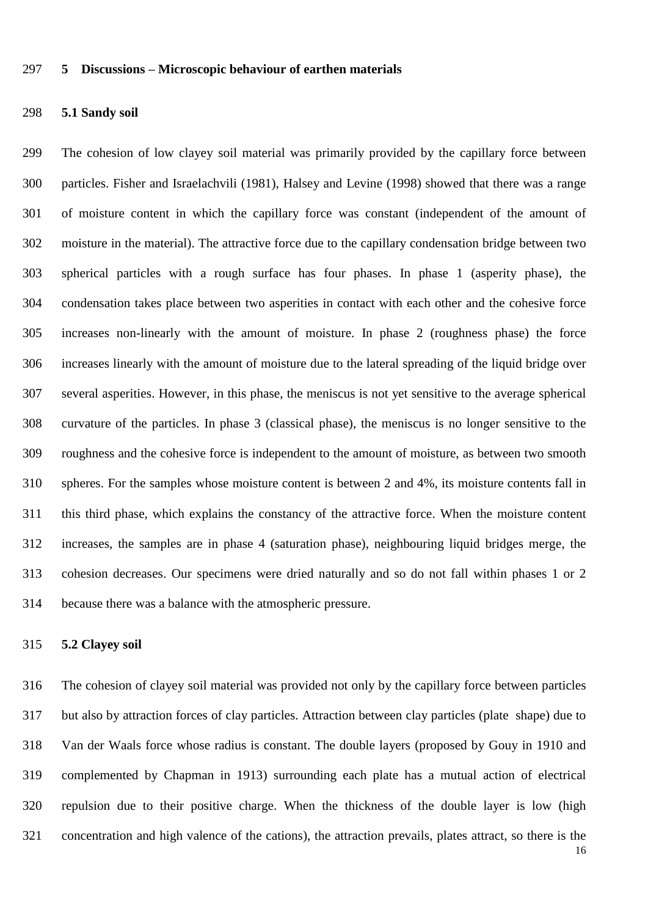## 5 Discussions – Microscopic behaviour of earthen materials

### 5.1 Sandy soil

The cohesion of low clayey soil material was primarily provided by the capillary force between particles. Fisher and Israelachvili (1981), Halsey and Levine (1998) showed that there was a range of moisture content in which the capillary force was constant (independent of the amount of moisture in the material). The attractive force due to the capillary condensation bridge between two spherical particles with a rough surface has four phases. In phase 1 (asperity phase), the condensation takes place between two asperities in contact with each other and the cohesive force increases non-linearly with the amount of moisture. In phase 2 (roughness phase) the force increases linearly with the amount of moisture due to the lateral spreading of the liquid bridge over several asperities. However, in this phase, the meniscus is not yet sensitive to the average spherical curvature of the particles. In phase 3 (classical phase), the meniscus is no longer sensitive to the roughness and the cohesive force is independent to the amount of moisture, as between two smooth spheres. For the samples whose moisture content is between 2 and 4%, its moisture contents fall in this third phase, which explains the constancy of the attractive force. When the moisture content increases, the samples are in phase 4 (saturation phase), neighbouring liquid bridges merge, the cohesion decreases. Our specimens were dried naturally and so do not fall within phases 1 or 2 because there was a balance with the atmospheric pressure.

### 5.2 Clayey soil

The cohesion of clayey soil material was provided not only by the capillary force between particles but also by attraction forces of clay particles. Attraction between clay particles (plate shape) due to Van der Waals force whose radius is constant. The double layers (proposed by Gouy in 1910 and complemented by Chapman in 1913) surrounding each plate has a mutual action of electrical repulsion due to their positive charge. When the thickness of the double layer is low (high concentration and high valence of the cations), the attraction prevails, plates attract, so there is the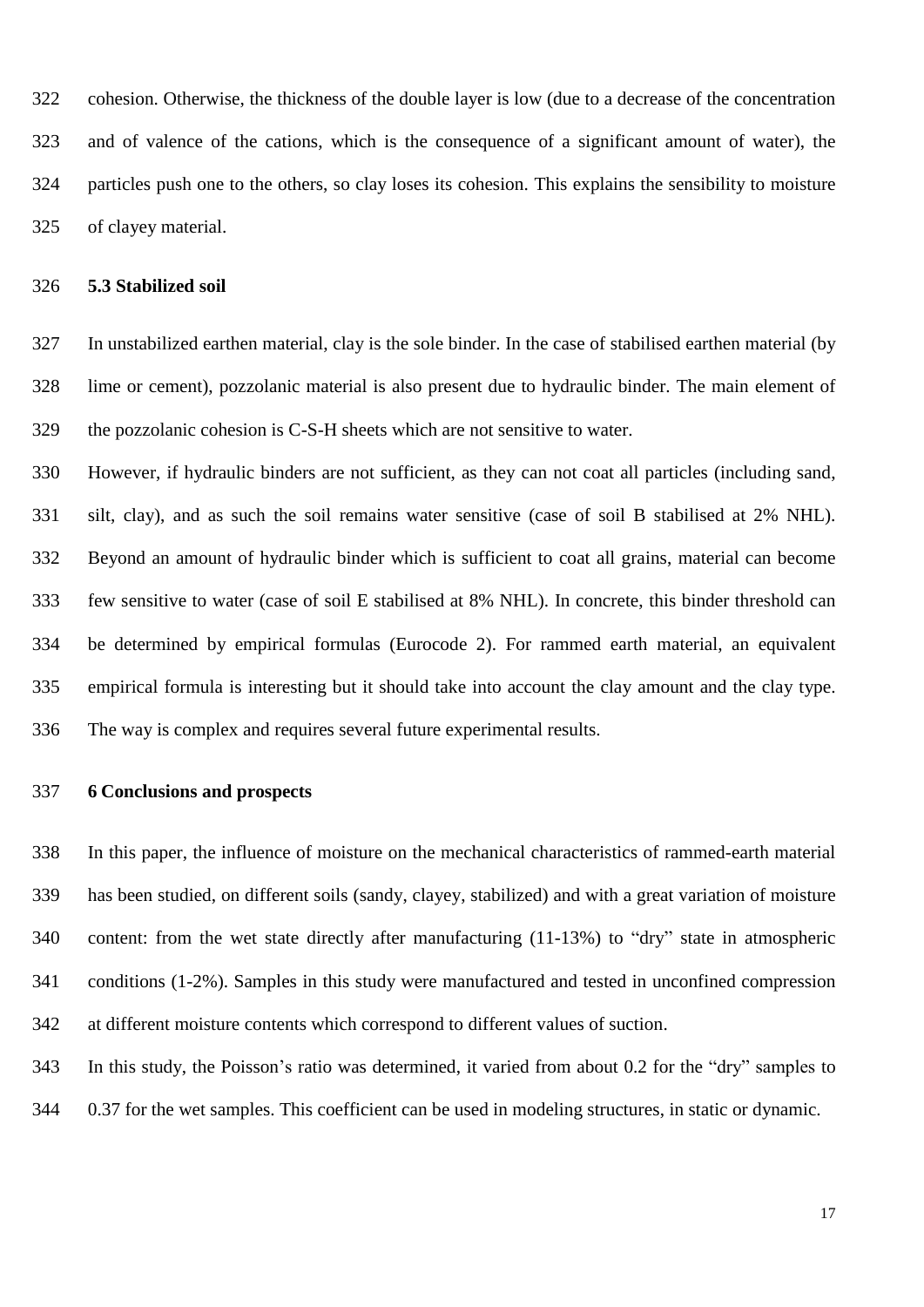cohesion. Otherwise, the thickness of the double layer is low (due to a decrease of the concentration and of valence of the cations, which is the consequence of a significant amount of water), the particles push one to the others, so clay loses its cohesion. This explains the sensibility to moisture of clayey material.

### 5.3 Stabilized soil

In unstabilized earthen material, clay is the sole binder. In the case of stabilised earthen material (by lime or cement), pozzolanic material is also present due to hydraulic binder. The main element of the pozzolanic cohesion is C-S-H sheets which are not sensitive to water.

However, if hydraulic binders are not sufficient, as they can not coat all particles (including sand, silt, clay), and as such the soil remains water sensitive (case of soil B stabilised at 2% NHL). Beyond an amount of hydraulic binder which is sufficient to coat all grains, material can become few sensitive to water (case of soil E stabilised at 8% NHL). In concrete, this binder threshold can be determined by empirical formulas (Eurocode 2). For rammed earth material, an equivalent empirical formula is interesting but it should take into account the clay amount and the clay type. The way is complex and requires several future experimental results.

## 6 Conclusions and prospects

In this paper, the influence of moisture on the mechanical characteristics of rammed-earth material has been studied, on different soils (sandy, clayey, stabilized) and with a great variation of moisture content: from the wet state directly after manufacturing (11-13%) to "dry" state in atmospheric conditions (1-2%). Samples in this study were manufactured and tested in unconfined compression at different moisture contents which correspond to different values of suction.

In this study, the Poisson's ratio was determined, it varied from about 0.2 for the "dry" samples to 0.37 for the wet samples. This coefficient can be used in modeling structures, in static or dynamic.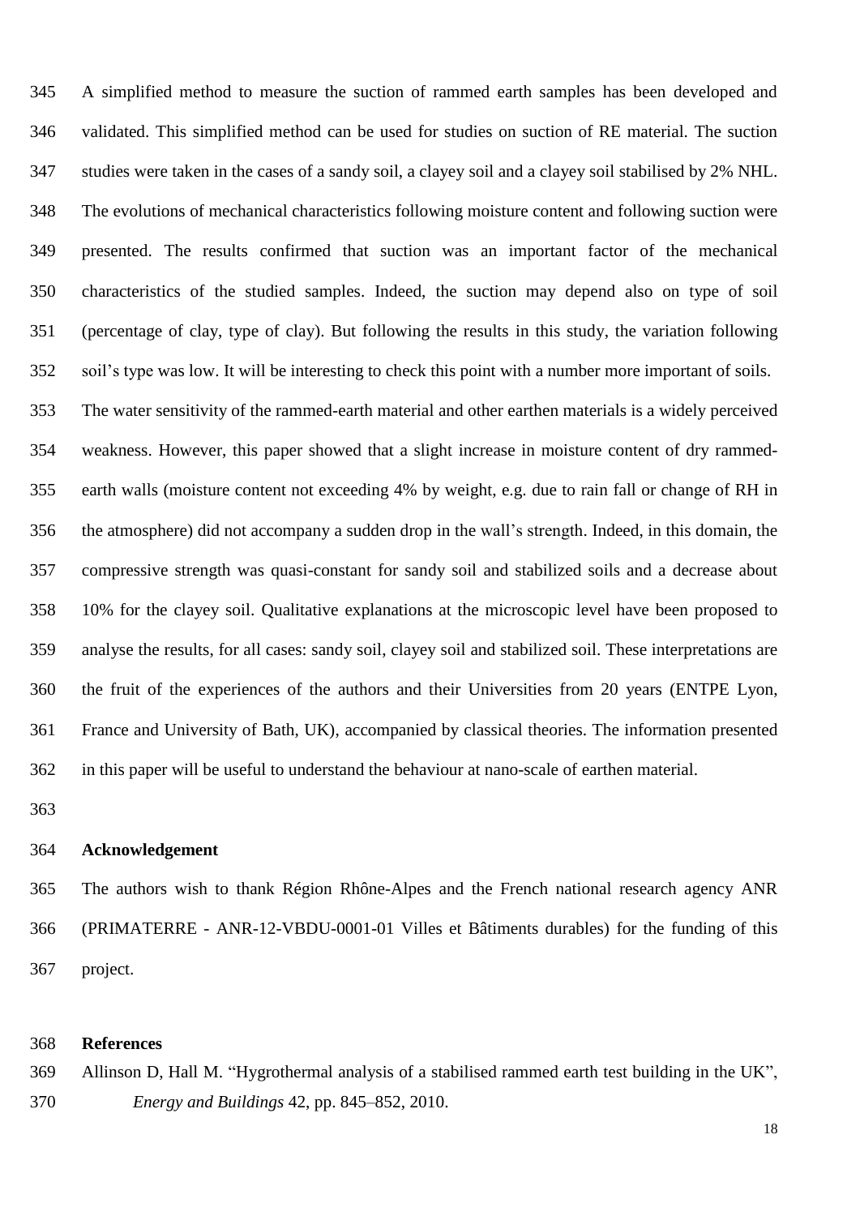A simplified method to measure the suction of rammed earth samples has been developed and validated. This simplified method can be used for studies on suction of RE material. The suction studies were taken in the cases of a sandy soil, a clayey soil and a clayey soil stabilised by 2% NHL. The evolutions of mechanical characteristics following moisture content and following suction were presented. The results confirmed that suction was an important factor of the mechanical characteristics of the studied samples. Indeed, the suction may depend also on type of soil (percentage of clay, type of clay). But following the results in this study, the variation following soil's type was low. It will be interesting to check this point with a number more important of soils.

The water sensitivity of the rammed-earth material and other earthen materials is a widely perceived weakness. However, this paper showed that a slight increase in moisture content of dry rammed-earth walls (moisture content not exceeding 4% by weight, e.g. due to rain fall or change of RH in the atmosphere) did not accompany a sudden drop in the wall's strength. Indeed, in this domain, the compressive strength was quasi-constant for sandy soil and stabilized soils and a decrease about 10% for the clayey soil. Qualitative explanations at the microscopic level have been proposed to analyse the results, for all cases: sandy soil, clayey soil and stabilized soil. These interpretations are the fruit of the experiences of the authors and their Universities from 20 years (ENTPE Lyon, France and University of Bath, UK), accompanied by classical theories. The information presented in this paper will be useful to understand the behaviour at nano-scale of earthen material.

## Acknowledgement

The authors wish to thank Région Rhône-Alpes and the French national research agency ANR (PRIMATERRE - ANR-12-VBDU-0001-01 Villes et Bâtiments durables) for the funding of this project.

## References

Allinson D, Hall M. "Hygrothermal analysis of a stabilised rammed earth test building in the UK", *Energy and Buildings* 42, pp. 845–852, 2010.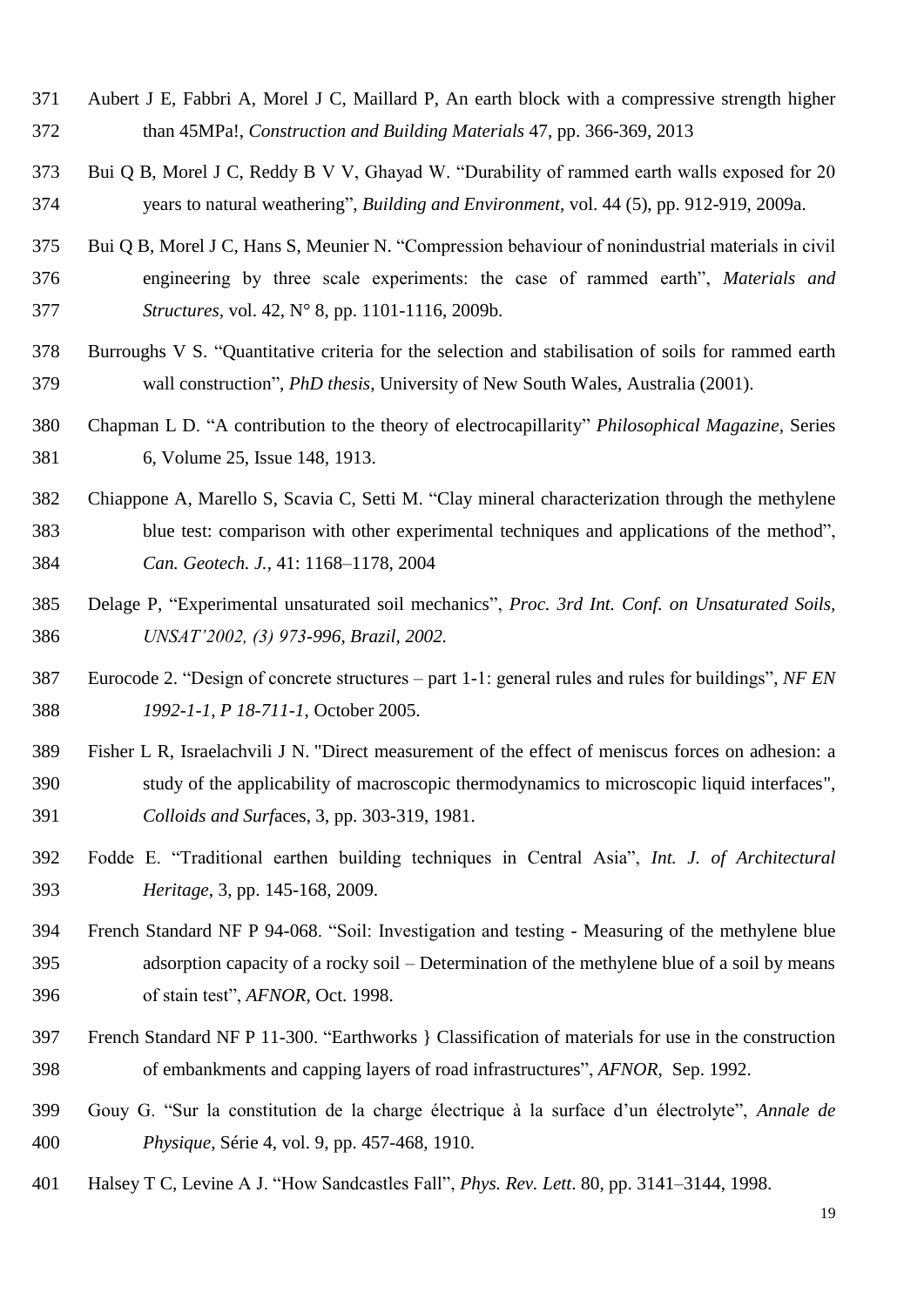Aubert J E, Fabbri A, Morel J C, Maillard P, An earth block with a compressive strength higher than 45MPa!, *Construction and Building Materials* 47, pp. 366-369, 2013

Bui Q B, Morel J C, Reddy B V V, Ghayad W. "Durability of rammed earth walls exposed for 20 years to natural weathering", *Building and Environment,* vol. 44 (5), pp. 912-919, 2009a.

Bui Q B, Morel J C, Hans S, Meunier N. "Compression behaviour of nonindustrial materials in civil engineering by three scale experiments: the case of rammed earth", *Materials and Structures*, vol. 42, N° 8, pp. 1101-1116, 2009b.

Burroughs V S. "Quantitative criteria for the selection and stabilisation of soils for rammed earth wall construction", *PhD thesis*, University of New South Wales, Australia (2001).

Chapman L D. "A contribution to the theory of electrocapillarity" *Philosophical Magazine*, Series 6, Volume 25, Issue 148, 1913.

Chiappone A, Marello S, Scavia C, Setti M. "Clay mineral characterization through the methylene blue test: comparison with other experimental techniques and applications of the method", *Can. Geotech. J.*, 41: 1168–1178, 2004

Delage P, "Experimental unsaturated soil mechanics", *Proc. 3rd Int. Conf. on Unsaturated Soils, UNSAT'2002, (3) 973-996, Brazil, 2002.*

Eurocode 2. "Design of concrete structures – part 1-1: general rules and rules for buildings", *NF EN 1992-1-1, P 18-711-1*, October 2005.

Fisher L R, Israelachvili J N. "Direct measurement of the effect of meniscus forces on adhesion: a study of the applicability of macroscopic thermodynamics to microscopic liquid interfaces", *Colloids and Surf*aces, 3, pp. 303-319, 1981.

Fodde E. "Traditional earthen building techniques in Central Asia", *Int. J. of Architectural Heritage*, 3, pp. 145-168, 2009.

French Standard NF P 94-068. "Soil: Investigation and testing - Measuring of the methylene blue adsorption capacity of a rocky soil – Determination of the methylene blue of a soil by means of stain test", *AFNOR*, Oct. 1998.

French Standard NF P 11-300. "Earthworks } Classification of materials for use in the construction of embankments and capping layers of road infrastructures", *AFNOR*, Sep. 1992.

Gouy G. "Sur la constitution de la charge électrique à la surface d'un électrolyte", *Annale de Physique*, Série 4, vol. 9, pp. 457-468, 1910.

Halsey T C, Levine A J. "How Sandcastles Fall", *Phys. Rev. Lett*. 80, pp. 3141–3144, 1998.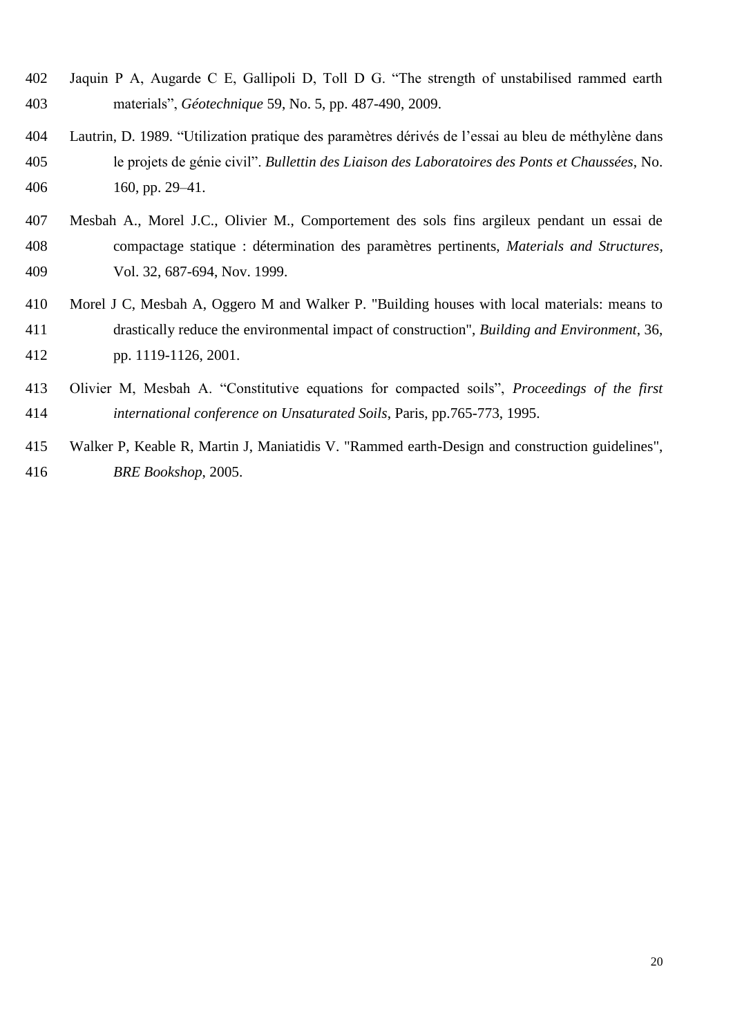Jaquin P A, Augarde C E, Gallipoli D, Toll D G. "The strength of unstabilised rammed earth materials", *Géotechnique* 59, No. 5, pp. 487-490, 2009.

Lautrin, D. 1989. "Utilization pratique des paramètres dérivés de l'essai au bleu de méthylène dans le projets de génie civil". *Bullettin des Liaison des Laboratoires des Ponts et Chaussées*, No. 160, pp. 29–41.

Mesbah A., Morel J.C., Olivier M., Comportement des sols fins argileux pendant un essai de compactage statique : détermination des paramètres pertinents, *Materials and Structures*, Vol. 32, 687-694, Nov. 1999.

Morel J C, Mesbah A, Oggero M and Walker P. "Building houses with local materials: means to drastically reduce the environmental impact of construction", *Building and Environment*, 36, pp. 1119-1126, 2001.

Olivier M, Mesbah A. "Constitutive equations for compacted soils", *Proceedings of the first international conference on Unsaturated Soils*, Paris, pp.765-773, 1995.

Walker P, Keable R, Martin J, Maniatidis V. "Rammed earth-Design and construction guidelines", *BRE Bookshop*, 2005.